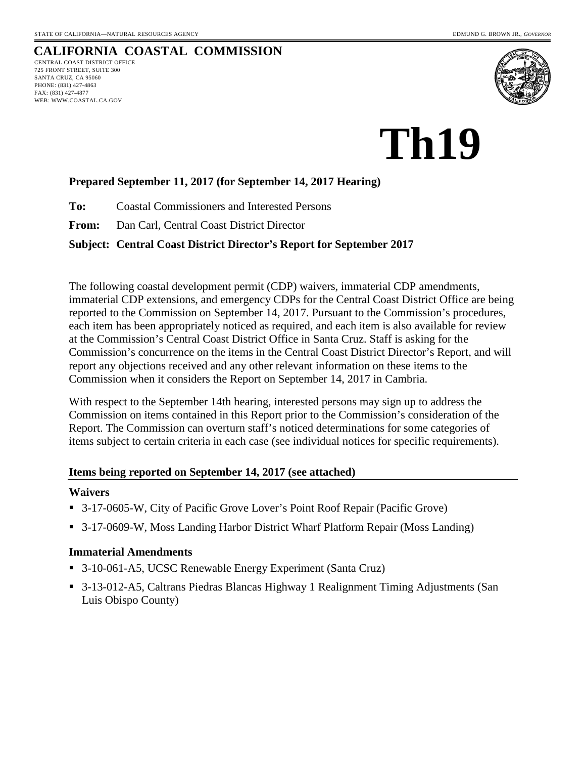STATE OF CALIFORNIA—NATURAL RESOURCES AGENCY

EDMUND G. BROWN JR., *GOVERNOR*

# CALIFORNIA COASTAL COMMISSION

CENTRAL COAST DISTRICT OFFICE
725 FRONT STREET, SUITE 300
SANTA CRUZ, CA 95060
PHONE: (831) 427-4863
FAX: (831) 427-4877
WEB: WWW.COASTAL.CA.GOV

# Th19

**Prepared September 11, 2017 (for September 14, 2017 Hearing)**

**To:** Coastal Commissioners and Interested Persons

**From:** Dan Carl, Central Coast District Director

**Subject: Central Coast District Director's Report for September 2017**

The following coastal development permit (CDP) waivers, immaterial CDP amendments, immaterial CDP extensions, and emergency CDPs for the Central Coast District Office are being reported to the Commission on September 14, 2017. Pursuant to the Commission's procedures, each item has been appropriately noticed as required, and each item is also available for review at the Commission's Central Coast District Office in Santa Cruz. Staff is asking for the Commission's concurrence on the items in the Central Coast District Director's Report, and will report any objections received and any other relevant information on these items to the Commission when it considers the Report on September 14, 2017 in Cambria.

With respect to the September 14th hearing, interested persons may sign up to address the Commission on items contained in this Report prior to the Commission's consideration of the Report. The Commission can overturn staff's noticed determinations for some categories of items subject to certain criteria in each case (see individual notices for specific requirements).

## Items being reported on September 14, 2017 (see attached)

### Waivers

- 3-17-0605-W, City of Pacific Grove Lover's Point Roof Repair (Pacific Grove)
- 3-17-0609-W, Moss Landing Harbor District Wharf Platform Repair (Moss Landing)

### Immaterial Amendments

- 3-10-061-A5, UCSC Renewable Energy Experiment (Santa Cruz)
- 3-13-012-A5, Caltrans Piedras Blancas Highway 1 Realignment Timing Adjustments (San Luis Obispo County)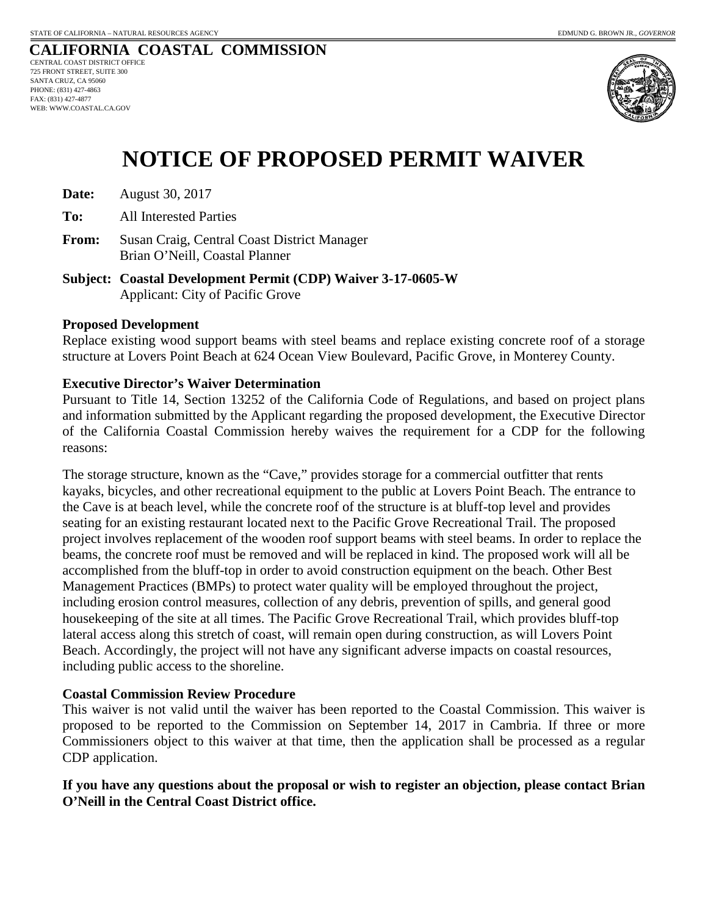STATE OF CALIFORNIA – NATURAL RESOURCES AGENCY

EDMUND G. BROWN JR., *GOVERNOR*

## CALIFORNIA COASTAL COMMISSION

CENTRAL COAST DISTRICT OFFICE
725 FRONT STREET, SUITE 300
SANTA CRUZ, CA 95060
PHONE: (831) 427-4863
FAX: (831) 427-4877
WEB: WWW.COASTAL.CA.GOV

# NOTICE OF PROPOSED PERMIT WAIVER

**Date:** August 30, 2017

**To:** All Interested Parties

**From:** Susan Craig, Central Coast District Manager
Brian O'Neill, Coastal Planner

**Subject: Coastal Development Permit (CDP) Waiver 3-17-0605-W**
Applicant: City of Pacific Grove

**Proposed Development**

Replace existing wood support beams with steel beams and replace existing concrete roof of a storage structure at Lovers Point Beach at 624 Ocean View Boulevard, Pacific Grove, in Monterey County.

**Executive Director's Waiver Determination**

Pursuant to Title 14, Section 13252 of the California Code of Regulations, and based on project plans and information submitted by the Applicant regarding the proposed development, the Executive Director of the California Coastal Commission hereby waives the requirement for a CDP for the following reasons:

The storage structure, known as the "Cave," provides storage for a commercial outfitter that rents kayaks, bicycles, and other recreational equipment to the public at Lovers Point Beach. The entrance to the Cave is at beach level, while the concrete roof of the structure is at bluff-top level and provides seating for an existing restaurant located next to the Pacific Grove Recreational Trail. The proposed project involves replacement of the wooden roof support beams with steel beams. In order to replace the beams, the concrete roof must be removed and will be replaced in kind. The proposed work will all be accomplished from the bluff-top in order to avoid construction equipment on the beach. Other Best Management Practices (BMPs) to protect water quality will be employed throughout the project, including erosion control measures, collection of any debris, prevention of spills, and general good housekeeping of the site at all times. The Pacific Grove Recreational Trail, which provides bluff-top lateral access along this stretch of coast, will remain open during construction, as will Lovers Point Beach. Accordingly, the project will not have any significant adverse impacts on coastal resources, including public access to the shoreline.

**Coastal Commission Review Procedure**

This waiver is not valid until the waiver has been reported to the Coastal Commission. This waiver is proposed to be reported to the Commission on September 14, 2017 in Cambria. If three or more Commissioners object to this waiver at that time, then the application shall be processed as a regular CDP application.

**If you have any questions about the proposal or wish to register an objection, please contact Brian O'Neill in the Central Coast District office.**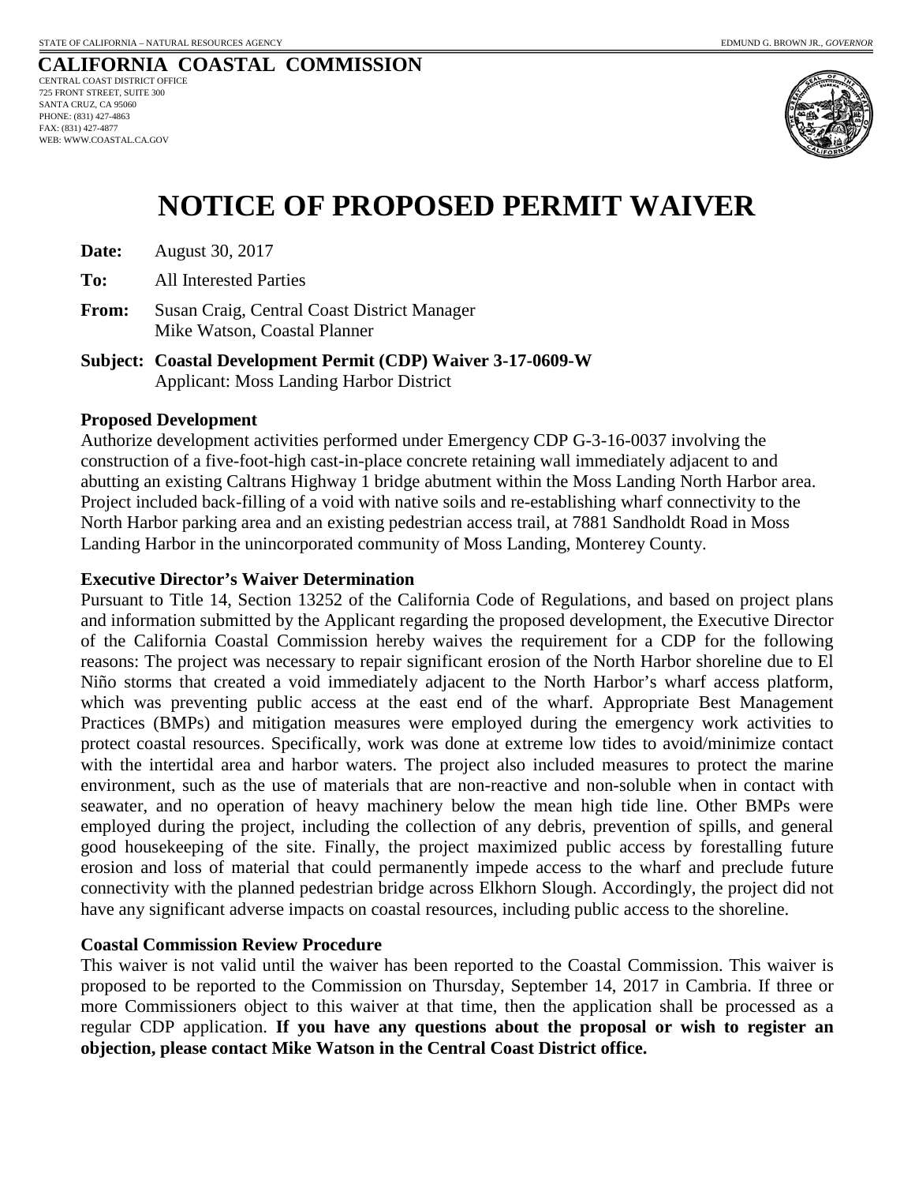STATE OF CALIFORNIA – NATURAL RESOURCES AGENCY

EDMUND G. BROWN JR., *GOVERNOR*

**CALIFORNIA COASTAL COMMISSION**

CENTRAL COAST DISTRICT OFFICE
725 FRONT STREET, SUITE 300
SANTA CRUZ, CA 95060
PHONE: (831) 427-4863
FAX: (831) 427-4877
WEB: WWW.COASTAL.CA.GOV

# NOTICE OF PROPOSED PERMIT WAIVER

**Date:** August 30, 2017

**To:** All Interested Parties

**From:** Susan Craig, Central Coast District Manager
Mike Watson, Coastal Planner

**Subject: Coastal Development Permit (CDP) Waiver 3-17-0609-W**
Applicant: Moss Landing Harbor District

**Proposed Development**

Authorize development activities performed under Emergency CDP G-3-16-0037 involving the construction of a five-foot-high cast-in-place concrete retaining wall immediately adjacent to and abutting an existing Caltrans Highway 1 bridge abutment within the Moss Landing North Harbor area. Project included back-filling of a void with native soils and re-establishing wharf connectivity to the North Harbor parking area and an existing pedestrian access trail, at 7881 Sandholdt Road in Moss Landing Harbor in the unincorporated community of Moss Landing, Monterey County.

**Executive Director's Waiver Determination**

Pursuant to Title 14, Section 13252 of the California Code of Regulations, and based on project plans and information submitted by the Applicant regarding the proposed development, the Executive Director of the California Coastal Commission hereby waives the requirement for a CDP for the following reasons: The project was necessary to repair significant erosion of the North Harbor shoreline due to El Niño storms that created a void immediately adjacent to the North Harbor's wharf access platform, which was preventing public access at the east end of the wharf. Appropriate Best Management Practices (BMPs) and mitigation measures were employed during the emergency work activities to protect coastal resources. Specifically, work was done at extreme low tides to avoid/minimize contact with the intertidal area and harbor waters. The project also included measures to protect the marine environment, such as the use of materials that are non-reactive and non-soluble when in contact with seawater, and no operation of heavy machinery below the mean high tide line. Other BMPs were employed during the project, including the collection of any debris, prevention of spills, and general good housekeeping of the site. Finally, the project maximized public access by forestalling future erosion and loss of material that could permanently impede access to the wharf and preclude future connectivity with the planned pedestrian bridge across Elkhorn Slough. Accordingly, the project did not have any significant adverse impacts on coastal resources, including public access to the shoreline.

**Coastal Commission Review Procedure**

This waiver is not valid until the waiver has been reported to the Coastal Commission. This waiver is proposed to be reported to the Commission on Thursday, September 14, 2017 in Cambria. If three or more Commissioners object to this waiver at that time, then the application shall be processed as a regular CDP application. **If you have any questions about the proposal or wish to register an objection, please contact Mike Watson in the Central Coast District office.**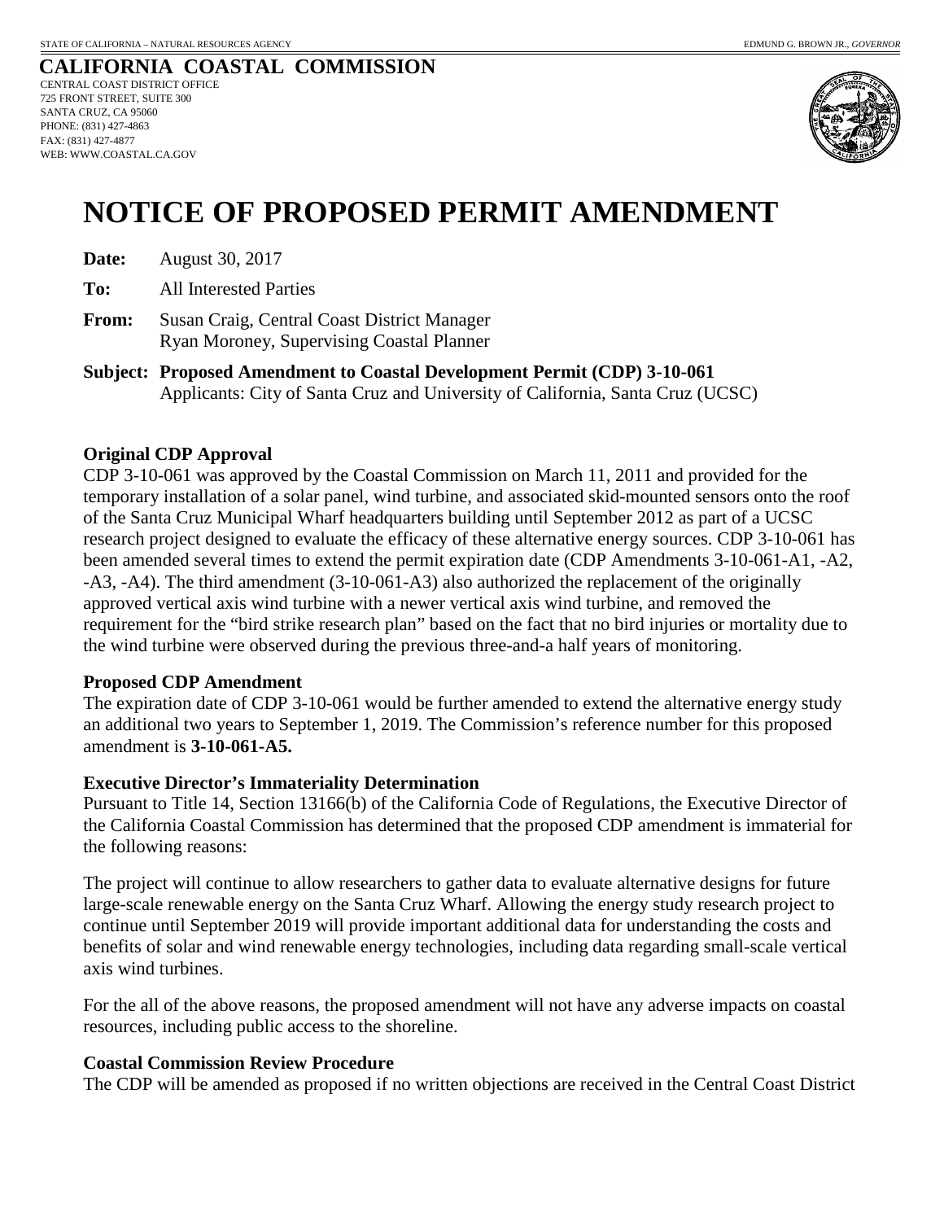STATE OF CALIFORNIA – NATURAL RESOURCES AGENCY

EDMUND G. BROWN JR., *GOVERNOR*

**CALIFORNIA COASTAL COMMISSION**

CENTRAL COAST DISTRICT OFFICE
725 FRONT STREET, SUITE 300
SANTA CRUZ, CA 95060
PHONE: (831) 427-4863
FAX: (831) 427-4877
WEB: WWW.COASTAL.CA.GOV

# NOTICE OF PROPOSED PERMIT AMENDMENT

**Date:** August 30, 2017

**To:** All Interested Parties

**From:** Susan Craig, Central Coast District Manager
Ryan Moroney, Supervising Coastal Planner

**Subject: Proposed Amendment to Coastal Development Permit (CDP) 3-10-061**
Applicants: City of Santa Cruz and University of California, Santa Cruz (UCSC)

**Original CDP Approval**

CDP 3-10-061 was approved by the Coastal Commission on March 11, 2011 and provided for the temporary installation of a solar panel, wind turbine, and associated skid-mounted sensors onto the roof of the Santa Cruz Municipal Wharf headquarters building until September 2012 as part of a UCSC research project designed to evaluate the efficacy of these alternative energy sources. CDP 3-10-061 has been amended several times to extend the permit expiration date (CDP Amendments 3-10-061-A1, -A2, -A3, -A4). The third amendment (3-10-061-A3) also authorized the replacement of the originally approved vertical axis wind turbine with a newer vertical axis wind turbine, and removed the requirement for the "bird strike research plan" based on the fact that no bird injuries or mortality due to the wind turbine were observed during the previous three-and-a half years of monitoring.

**Proposed CDP Amendment**

The expiration date of CDP 3-10-061 would be further amended to extend the alternative energy study an additional two years to September 1, 2019. The Commission's reference number for this proposed amendment is **3-10-061-A5.**

**Executive Director's Immateriality Determination**

Pursuant to Title 14, Section 13166(b) of the California Code of Regulations, the Executive Director of the California Coastal Commission has determined that the proposed CDP amendment is immaterial for the following reasons:

The project will continue to allow researchers to gather data to evaluate alternative designs for future large-scale renewable energy on the Santa Cruz Wharf. Allowing the energy study research project to continue until September 2019 will provide important additional data for understanding the costs and benefits of solar and wind renewable energy technologies, including data regarding small-scale vertical axis wind turbines.

For the all of the above reasons, the proposed amendment will not have any adverse impacts on coastal resources, including public access to the shoreline.

**Coastal Commission Review Procedure**

The CDP will be amended as proposed if no written objections are received in the Central Coast District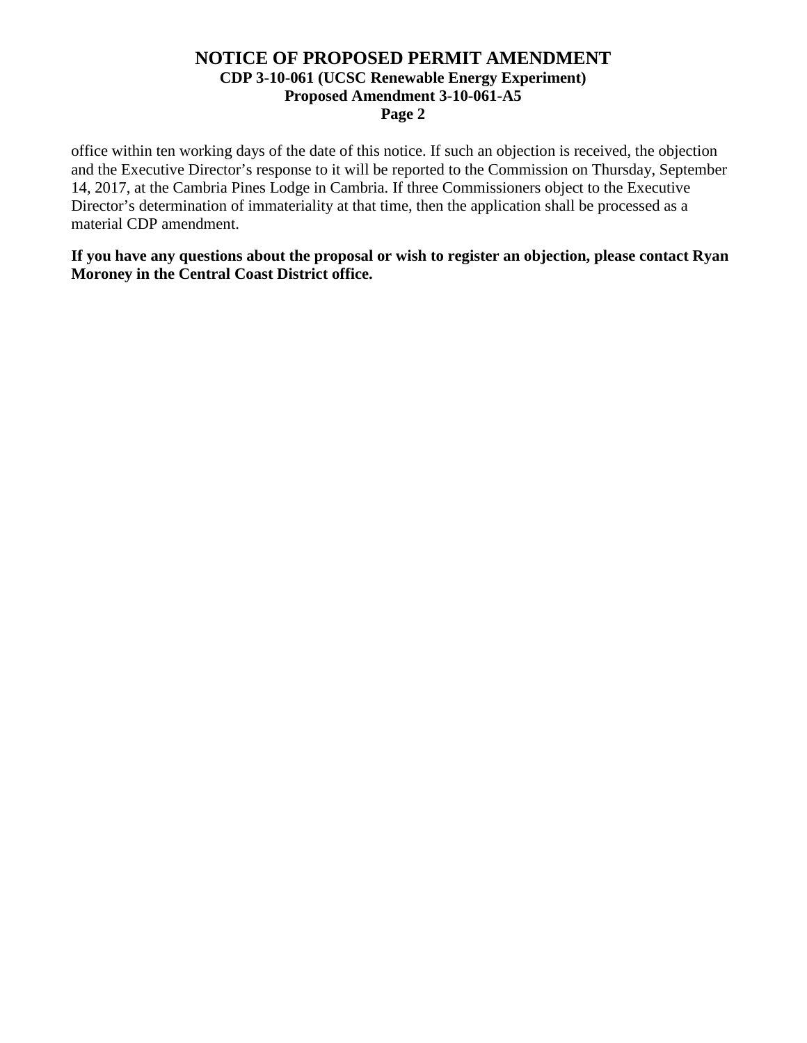office within ten working days of the date of this notice. If such an objection is received, the objection and the Executive Director's response to it will be reported to the Commission on Thursday, September 14, 2017, at the Cambria Pines Lodge in Cambria. If three Commissioners object to the Executive Director's determination of immateriality at that time, then the application shall be processed as a material CDP amendment.

**If you have any questions about the proposal or wish to register an objection, please contact Ryan Moroney in the Central Coast District office.**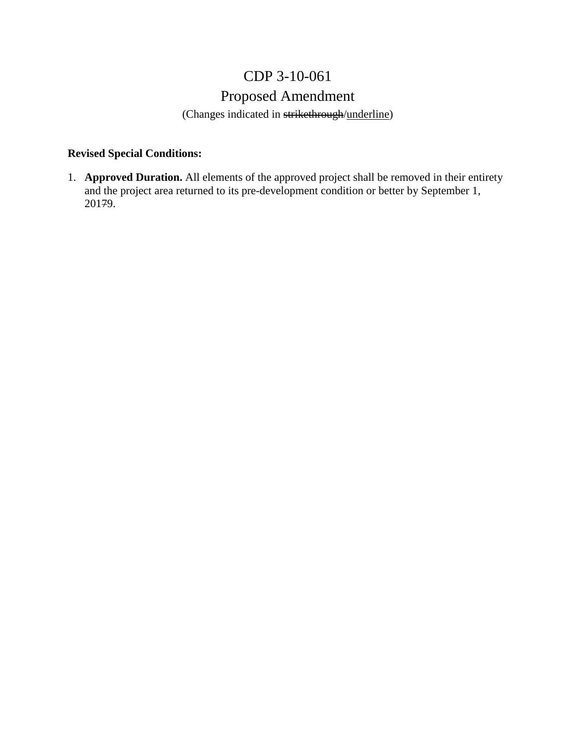# CDP 3-10-061

## Proposed Amendment

(Changes indicated in ~~strikethrough~~/<u>underline</u>)

**Revised Special Conditions:**

1. **Approved Duration.** All elements of the approved project shall be removed in their entirety and the project area returned to its pre-development condition or better by September 1, 201~~7~~<u>9</u>.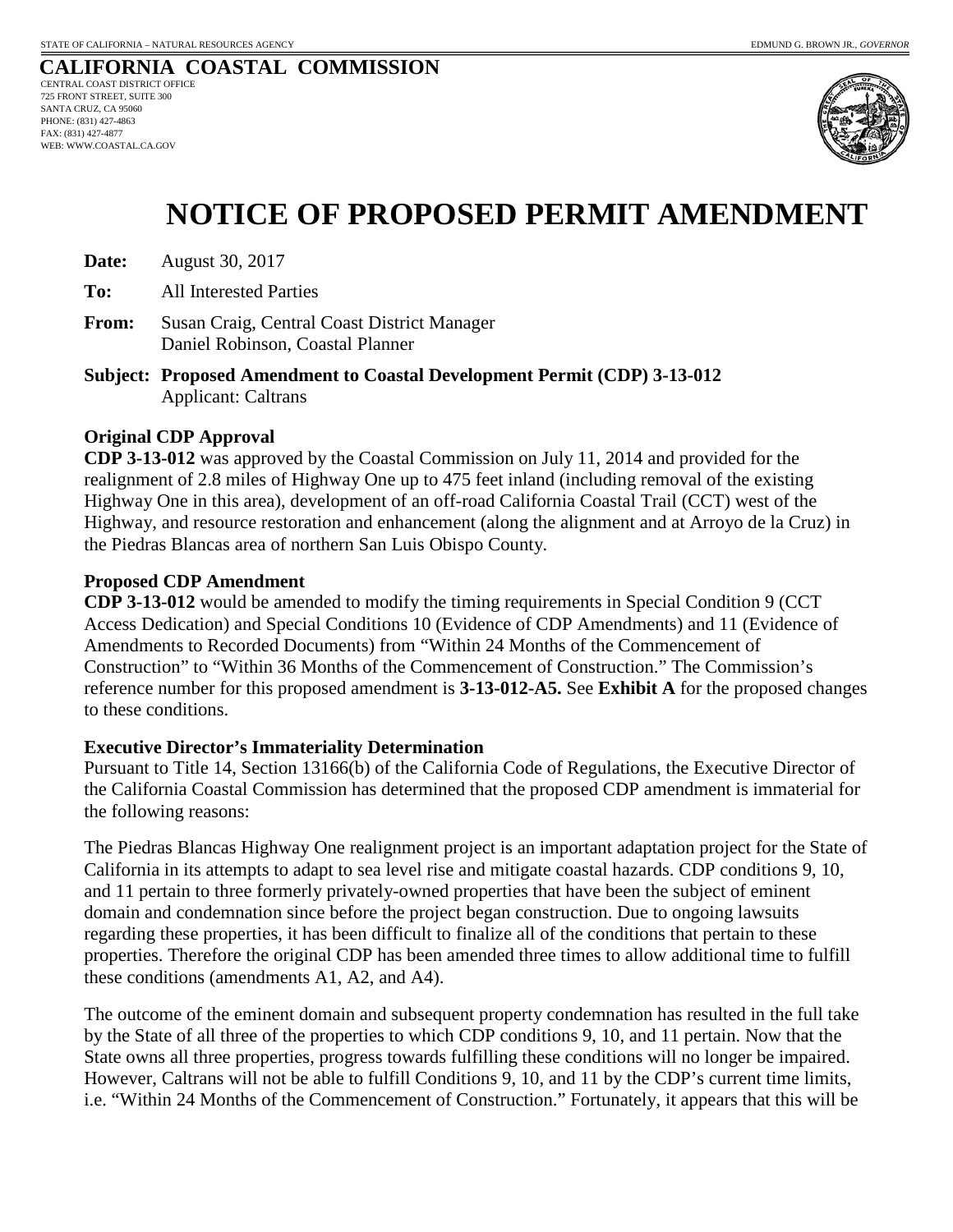STATE OF CALIFORNIA – NATURAL RESOURCES AGENCY EDMUND G. BROWN JR., *GOVERNOR*

**CALIFORNIA COASTAL COMMISSION**
CENTRAL COAST DISTRICT OFFICE
725 FRONT STREET, SUITE 300
SANTA CRUZ, CA 95060
PHONE: (831) 427-4863
FAX: (831) 427-4877
WEB: WWW.COASTAL.CA.GOV

# NOTICE OF PROPOSED PERMIT AMENDMENT

**Date:** August 30, 2017

**To:** All Interested Parties

**From:** Susan Craig, Central Coast District Manager
Daniel Robinson, Coastal Planner

**Subject: Proposed Amendment to Coastal Development Permit (CDP) 3-13-012**
Applicant: Caltrans

**Original CDP Approval**
**CDP 3-13-012** was approved by the Coastal Commission on July 11, 2014 and provided for the realignment of 2.8 miles of Highway One up to 475 feet inland (including removal of the existing Highway One in this area), development of an off-road California Coastal Trail (CCT) west of the Highway, and resource restoration and enhancement (along the alignment and at Arroyo de la Cruz) in the Piedras Blancas area of northern San Luis Obispo County.

**Proposed CDP Amendment**
**CDP 3-13-012** would be amended to modify the timing requirements in Special Condition 9 (CCT Access Dedication) and Special Conditions 10 (Evidence of CDP Amendments) and 11 (Evidence of Amendments to Recorded Documents) from "Within 24 Months of the Commencement of Construction" to "Within 36 Months of the Commencement of Construction." The Commission's reference number for this proposed amendment is **3-13-012-A5.** See **Exhibit A** for the proposed changes to these conditions.

**Executive Director's Immateriality Determination**
Pursuant to Title 14, Section 13166(b) of the California Code of Regulations, the Executive Director of the California Coastal Commission has determined that the proposed CDP amendment is immaterial for the following reasons:

The Piedras Blancas Highway One realignment project is an important adaptation project for the State of California in its attempts to adapt to sea level rise and mitigate coastal hazards. CDP conditions 9, 10, and 11 pertain to three formerly privately-owned properties that have been the subject of eminent domain and condemnation since before the project began construction. Due to ongoing lawsuits regarding these properties, it has been difficult to finalize all of the conditions that pertain to these properties. Therefore the original CDP has been amended three times to allow additional time to fulfill these conditions (amendments A1, A2, and A4).

The outcome of the eminent domain and subsequent property condemnation has resulted in the full take by the State of all three of the properties to which CDP conditions 9, 10, and 11 pertain. Now that the State owns all three properties, progress towards fulfilling these conditions will no longer be impaired. However, Caltrans will not be able to fulfill Conditions 9, 10, and 11 by the CDP's current time limits, i.e. "Within 24 Months of the Commencement of Construction." Fortunately, it appears that this will be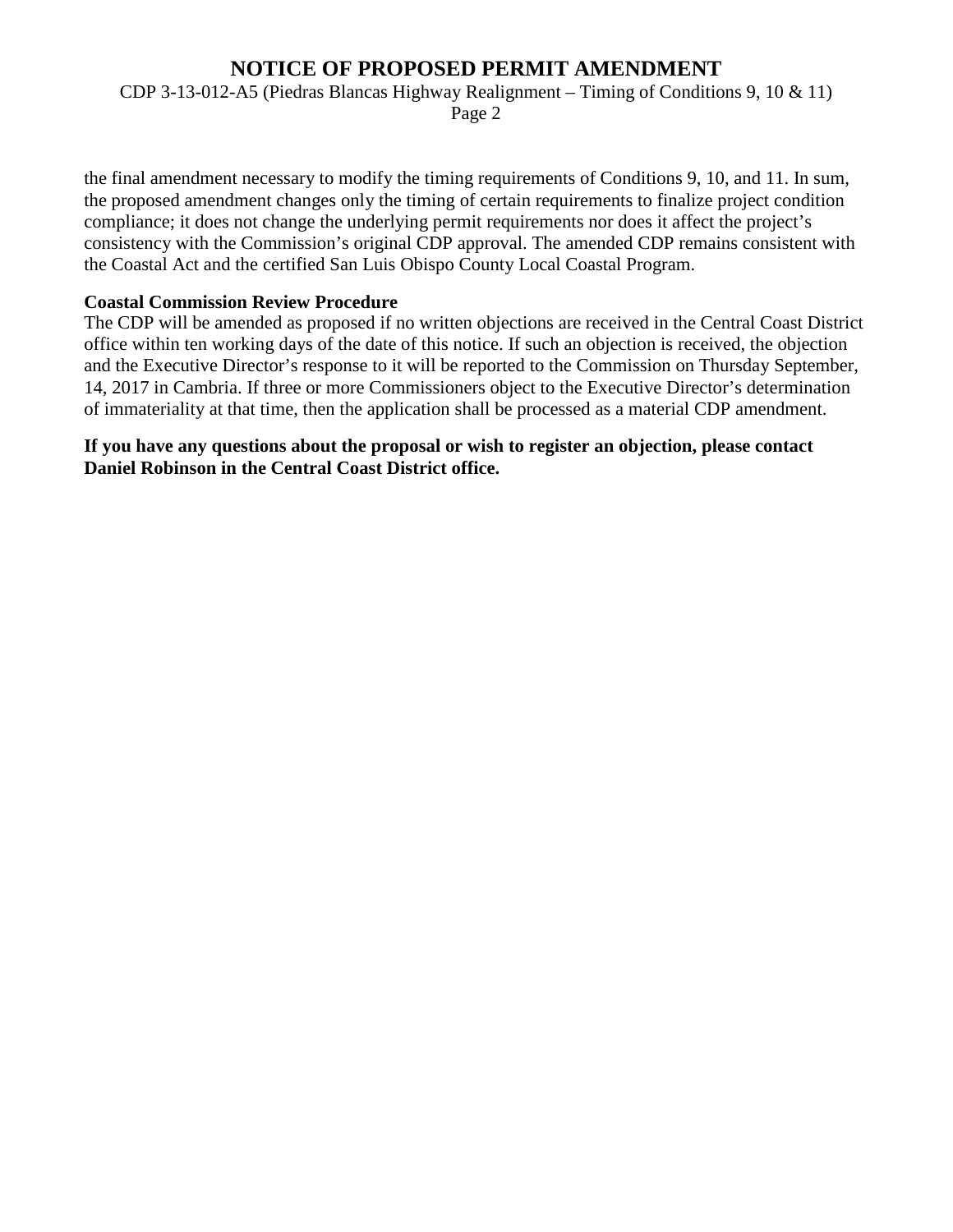the final amendment necessary to modify the timing requirements of Conditions 9, 10, and 11. In sum, the proposed amendment changes only the timing of certain requirements to finalize project condition compliance; it does not change the underlying permit requirements nor does it affect the project's consistency with the Commission's original CDP approval. The amended CDP remains consistent with the Coastal Act and the certified San Luis Obispo County Local Coastal Program.

**Coastal Commission Review Procedure**

The CDP will be amended as proposed if no written objections are received in the Central Coast District office within ten working days of the date of this notice. If such an objection is received, the objection and the Executive Director's response to it will be reported to the Commission on Thursday September, 14, 2017 in Cambria. If three or more Commissioners object to the Executive Director's determination of immateriality at that time, then the application shall be processed as a material CDP amendment.

**If you have any questions about the proposal or wish to register an objection, please contact Daniel Robinson in the Central Coast District office.**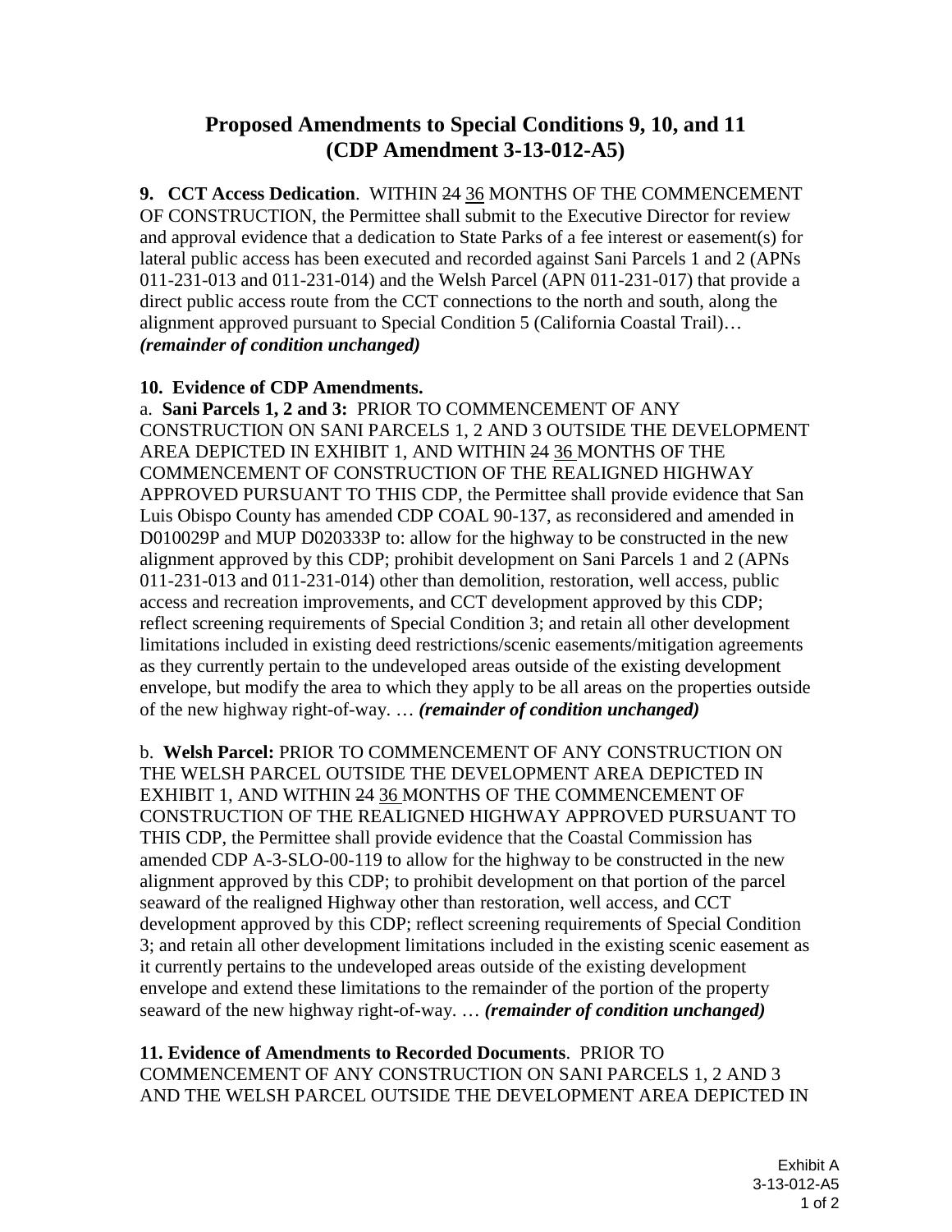# Proposed Amendments to Special Conditions 9, 10, and 11 (CDP Amendment 3-13-012-A5)

**9. CCT Access Dedication**. WITHIN ~~24~~ <u>36</u> MONTHS OF THE COMMENCEMENT OF CONSTRUCTION, the Permittee shall submit to the Executive Director for review and approval evidence that a dedication to State Parks of a fee interest or easement(s) for lateral public access has been executed and recorded against Sani Parcels 1 and 2 (APNs 011-231-013 and 011-231-014) and the Welsh Parcel (APN 011-231-017) that provide a direct public access route from the CCT connections to the north and south, along the alignment approved pursuant to Special Condition 5 (California Coastal Trail)… ***(remainder of condition unchanged)***

**10. Evidence of CDP Amendments.**

a. **Sani Parcels 1, 2 and 3:** PRIOR TO COMMENCEMENT OF ANY CONSTRUCTION ON SANI PARCELS 1, 2 AND 3 OUTSIDE THE DEVELOPMENT AREA DEPICTED IN EXHIBIT 1, AND WITHIN ~~24~~ <u>36</u> MONTHS OF THE COMMENCEMENT OF CONSTRUCTION OF THE REALIGNED HIGHWAY APPROVED PURSUANT TO THIS CDP, the Permittee shall provide evidence that San Luis Obispo County has amended CDP COAL 90-137, as reconsidered and amended in D010029P and MUP D020333P to: allow for the highway to be constructed in the new alignment approved by this CDP; prohibit development on Sani Parcels 1 and 2 (APNs 011-231-013 and 011-231-014) other than demolition, restoration, well access, public access and recreation improvements, and CCT development approved by this CDP; reflect screening requirements of Special Condition 3; and retain all other development limitations included in existing deed restrictions/scenic easements/mitigation agreements as they currently pertain to the undeveloped areas outside of the existing development envelope, but modify the area to which they apply to be all areas on the properties outside of the new highway right-of-way. … ***(remainder of condition unchanged)***

b. **Welsh Parcel:** PRIOR TO COMMENCEMENT OF ANY CONSTRUCTION ON THE WELSH PARCEL OUTSIDE THE DEVELOPMENT AREA DEPICTED IN EXHIBIT 1, AND WITHIN ~~24~~ <u>36</u> MONTHS OF THE COMMENCEMENT OF CONSTRUCTION OF THE REALIGNED HIGHWAY APPROVED PURSUANT TO THIS CDP, the Permittee shall provide evidence that the Coastal Commission has amended CDP A-3-SLO-00-119 to allow for the highway to be constructed in the new alignment approved by this CDP; to prohibit development on that portion of the parcel seaward of the realigned Highway other than restoration, well access, and CCT development approved by this CDP; reflect screening requirements of Special Condition 3; and retain all other development limitations included in the existing scenic easement as it currently pertains to the undeveloped areas outside of the existing development envelope and extend these limitations to the remainder of the portion of the property seaward of the new highway right-of-way. … ***(remainder of condition unchanged)***

**11. Evidence of Amendments to Recorded Documents**. PRIOR TO COMMENCEMENT OF ANY CONSTRUCTION ON SANI PARCELS 1, 2 AND 3 AND THE WELSH PARCEL OUTSIDE THE DEVELOPMENT AREA DEPICTED IN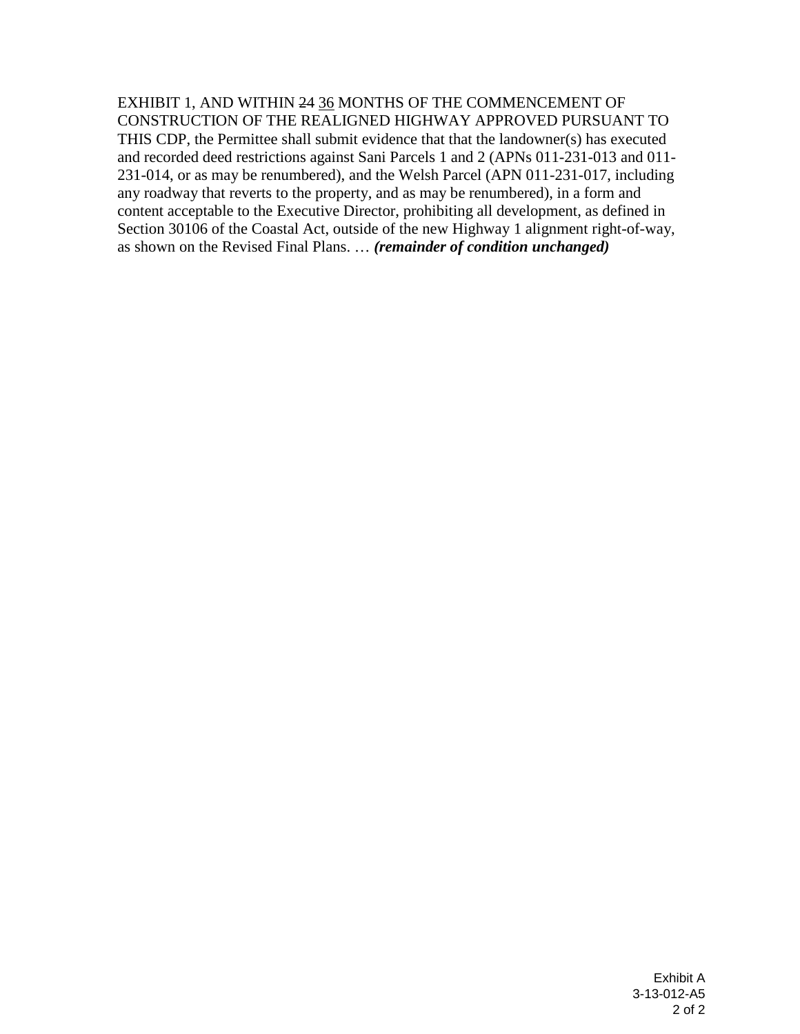EXHIBIT 1, AND WITHIN ~~24~~ <u>36</u> MONTHS OF THE COMMENCEMENT OF CONSTRUCTION OF THE REALIGNED HIGHWAY APPROVED PURSUANT TO THIS CDP, the Permittee shall submit evidence that that the landowner(s) has executed and recorded deed restrictions against Sani Parcels 1 and 2 (APNs 011-231-013 and 011-231-014, or as may be renumbered), and the Welsh Parcel (APN 011-231-017, including any roadway that reverts to the property, and as may be renumbered), in a form and content acceptable to the Executive Director, prohibiting all development, as defined in Section 30106 of the Coastal Act, outside of the new Highway 1 alignment right-of-way, as shown on the Revised Final Plans. … ***(remainder of condition unchanged)***

Exhibit A
3-13-012-A5